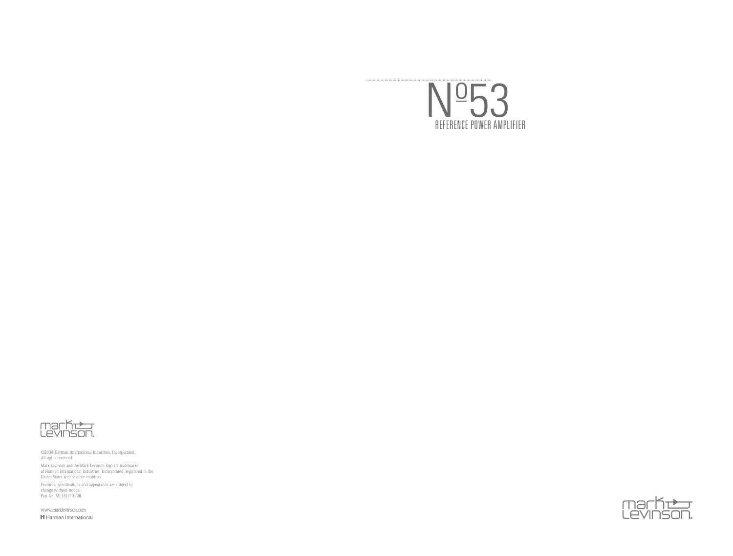# Nº53

## REFERENCE POWER AMPLIFIER

mark levinson.

©2008 Harman International Industries, Incorporated.
All rights reserved.

Mark Levinson and the Mark Levinson logo are trademarks
of Harman International Industries, Incorporated, registered in the
United States and/or other countries.

Features, specifications and appearance are subject to
change without notice.
Part No. ML53LIT 8/08

www.marklevinson.com

Harman International

mark levinson.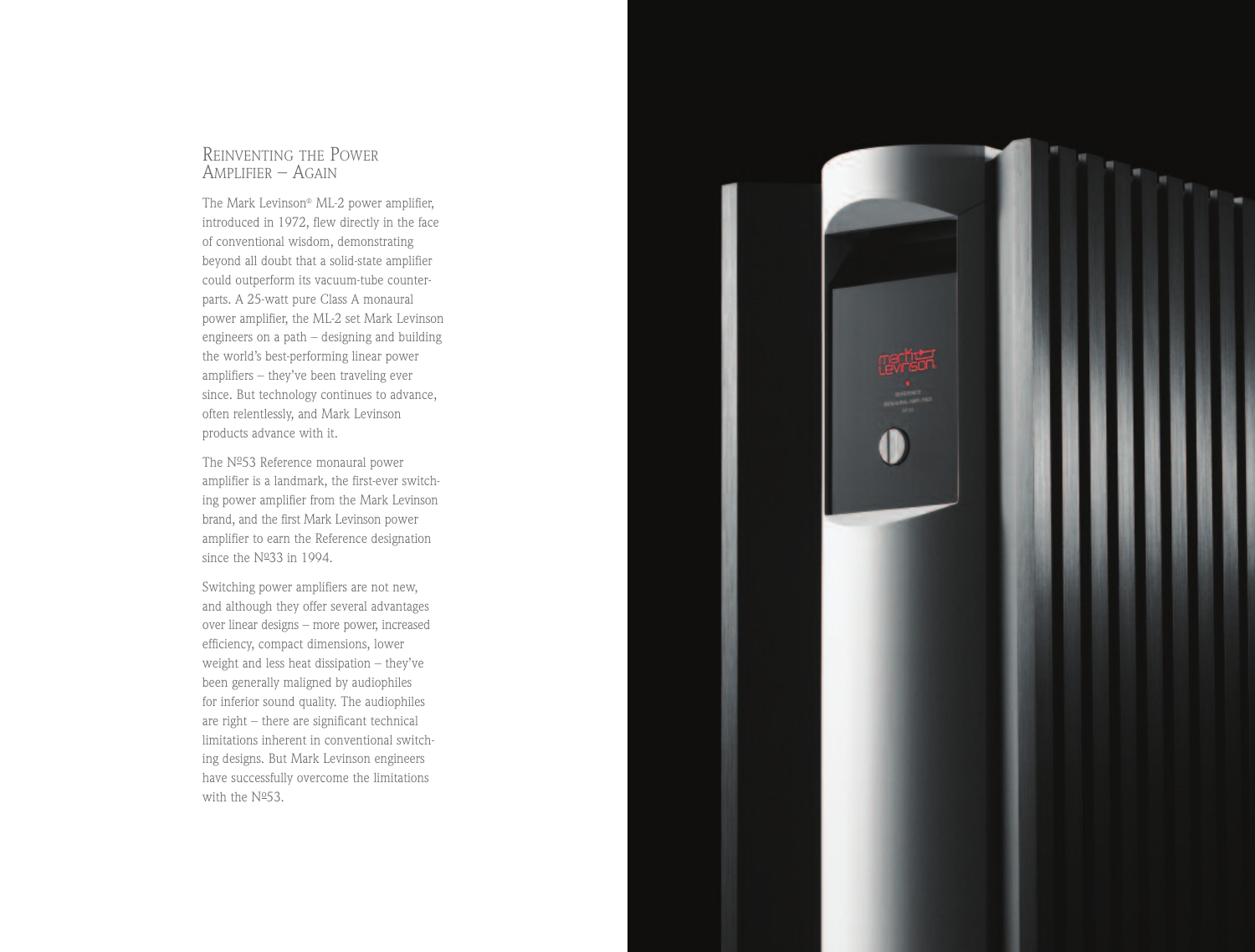## Reinventing the Power Amplifier – Again

The Mark Levinson® ML-2 power amplifier, introduced in 1972, flew directly in the face of conventional wisdom, demonstrating beyond all doubt that a solid-state amplifier could outperform its vacuum-tube counterparts. A 25-watt pure Class A monaural power amplifier, the ML-2 set Mark Levinson engineers on a path – designing and building the world's best-performing linear power amplifiers – they've been traveling ever since. But technology continues to advance, often relentlessly, and Mark Levinson products advance with it.

The Nº53 Reference monaural power amplifier is a landmark, the first-ever switching power amplifier from the Mark Levinson brand, and the first Mark Levinson power amplifier to earn the Reference designation since the Nº33 in 1994.

Switching power amplifiers are not new, and although they offer several advantages over linear designs – more power, increased efficiency, compact dimensions, lower weight and less heat dissipation – they've been generally maligned by audiophiles for inferior sound quality. The audiophiles are right – there are significant technical limitations inherent in conventional switching designs. But Mark Levinson engineers have successfully overcome the limitations with the Nº53.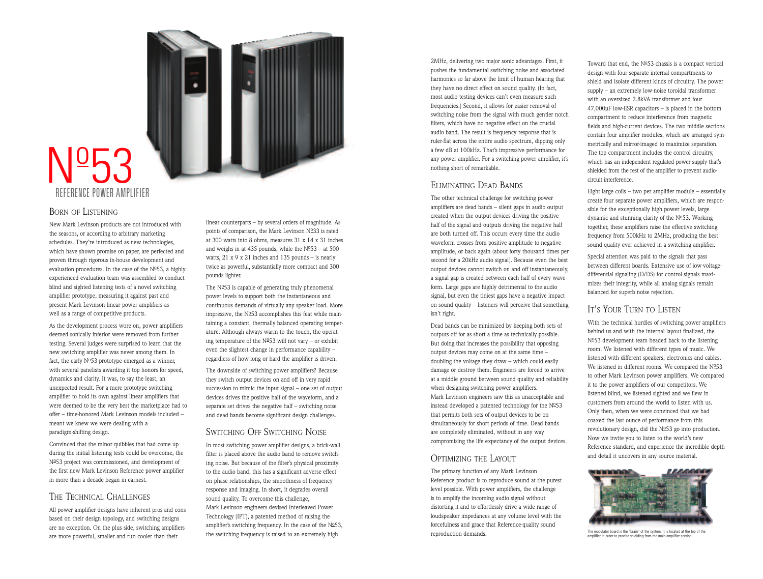# Nº53

REFERENCE POWER AMPLIFIER

## Born of Listening

New Mark Levinson products are not introduced with the seasons, or according to arbitrary marketing schedules. They're introduced as new technologies, which have shown promise on paper, are perfected and proven through rigorous in-house development and evaluation procedures. In the case of the Nº53, a highly experienced evaluation team was assembled to conduct blind and sighted listening tests of a novel switching amplifier prototype, measuring it against past and present Mark Levinson linear power amplifiers as well as a range of competitive products.

As the development process wore on, power amplifiers deemed sonically inferior were removed from further testing. Several judges were surprised to learn that the new switching amplifier was never among them. In fact, the early Nº53 prototype emerged as a winner, with several panelists awarding it top honors for speed, dynamics and clarity. It was, to say the least, an unexpected result. For a mere prototype switching amplifier to hold its own against linear amplifiers that were deemed to be the very best the marketplace had to offer – time-honored Mark Levinson models included – meant we knew we were dealing with a paradigm-shifting design.

Convinced that the minor quibbles that had come up during the initial listening tests could be overcome, the Nº53 project was commissioned, and development of the first new Mark Levinson Reference power amplifier in more than a decade began in earnest.

## The Technical Challenges

All power amplifier designs have inherent pros and cons based on their design topology, and switching designs are no exception. On the plus side, switching amplifiers are more powerful, smaller and run cooler than their linear counterparts – by several orders of magnitude. As points of comparison, the Mark Levinson Nº33 is rated at 300 watts into 8 ohms, measures 31 x 14 x 31 inches and weighs in at 435 pounds, while the Nº53 – at 500 watts, 21 x 9 x 21 inches and 135 pounds – is nearly twice as powerful, substantially more compact and 300 pounds lighter.

The Nº53 is capable of generating truly phenomenal power levels to support both the instantaneous and continuous demands of virtually any speaker load. More impressive, the Nº53 accomplishes this feat while maintaining a constant, thermally balanced operating temperature. Although always warm to the touch, the operating temperature of the Nº53 will not vary – or exhibit even the slightest change in performance capability – regardless of how long or hard the amplifier is driven.

The downside of switching power amplifiers? Because they switch output devices on and off in very rapid succession to mimic the input signal – one set of output devices drives the positive half of the waveform, and a separate set drives the negative half – switching noise and dead bands become significant design challenges.

## Switching Off Switching Noise

In most switching power amplifier designs, a brick-wall filter is placed above the audio band to remove switching noise. But because of the filter's physical proximity to the audio band, this has a significant adverse effect on phase relationships, the smoothness of frequency response and imaging. In short, it degrades overall sound quality. To overcome this challenge, Mark Levinson engineers devised Interleaved Power Technology (IPT), a patented method of raising the amplifier's switching frequency. In the case of the Nº53, the switching frequency is raised to an extremely high 2MHz, delivering two major sonic advantages. First, it pushes the fundamental switching noise and associated harmonics so far above the limit of human hearing that they have no direct effect on sound quality. (In fact, most audio testing devices can't even measure such frequencies.) Second, it allows for easier removal of switching noise from the signal with much gentler notch filters, which have no negative effect on the crucial audio band. The result is frequency response that is ruler-flat across the entire audio spectrum, dipping only a few dB at 100kHz. That's impressive performance for any power amplifier. For a switching power amplifier, it's nothing short of remarkable.

## Eliminating Dead Bands

The other technical challenge for switching power amplifiers are dead bands – silent gaps in audio output created when the output devices driving the positive half of the signal and outputs driving the negative half are both turned off. This occurs every time the audio waveform crosses from positive amplitude to negative amplitude, or back again (about forty thousand times per second for a 20kHz audio signal). Because even the best output devices cannot switch on and off instantaneously, a signal gap is created between each half of every waveform. Large gaps are highly detrimental to the audio signal, but even the tiniest gaps have a negative impact on sound quality – listeners will perceive that something isn't right.

Dead bands can be minimized by keeping both sets of outputs off for as short a time as technically possible. But doing that increases the possibility that opposing output devices may come on at the same time – doubling the voltage they draw – which could easily damage or destroy them. Engineers are forced to arrive at a middle ground between sound quality and reliability when designing switching power amplifiers. Mark Levinson engineers saw this as unacceptable and instead developed a patented technology for the Nº53 that permits both sets of output devices to be on simultaneously for short periods of time. Dead bands are completely eliminated, without in any way compromising the life expectancy of the output devices.

## Optimizing the Layout

The primary function of any Mark Levinson Reference product is to reproduce sound at the purest level possible. With power amplifiers, the challenge is to amplify the incoming audio signal without distorting it and to effortlessly drive a wide range of loudspeaker impedances at any volume level with the forcefulness and grace that Reference-quality sound reproduction demands.

Toward that end, the Nº53 chassis is a compact vertical design with four separate internal compartments to shield and isolate different kinds of circuitry. The power supply – an extremely low-noise toroidal transformer with an oversized 2.8kVA transformer and four 47,000µF low-ESR capacitors – is placed in the bottom compartment to reduce interference from magnetic fields and high-current devices. The two middle sections contain four amplifier modules, which are arranged symmetrically and mirror-imaged to maximize separation. The top compartment includes the control circuitry, which has an independent regulated power supply that's shielded from the rest of the amplifier to prevent audio-circuit interference.

Eight large coils – two per amplifier module – essentially create four separate power amplifiers, which are responsible for the exceptionally high power levels, large dynamic and stunning clarity of the Nº53. Working together, these amplifiers raise the effective switching frequency from 500kHz to 2MHz, producing the best sound quality ever achieved in a switching amplifier.

Special attention was paid to the signals that pass between different boards. Extensive use of low-voltage-differential signaling (LVDS) for control signals maximizes their integrity, while all analog signals remain balanced for superb noise rejection.

## It's Your Turn to Listen

With the technical hurdles of switching power amplifiers behind us and with the internal layout finalized, the Nº53 development team headed back to the listening room. We listened with different types of music. We listened with different speakers, electronics and cables. We listened in different rooms. We compared the Nº53 to other Mark Levinson power amplifiers. We compared it to the power amplifiers of our competitors. We listened blind, we listened sighted and we flew in customers from around the world to listen with us. Only then, when we were convinced that we had coaxed the last ounce of performance from this revolutionary design, did the Nº53 go into production. Now we invite you to listen to the world's new Reference standard, and experience the incredible depth and detail it uncovers in any source material.

The modulator board is the "brain" of the system. It is located at the top of the amplifier in order to provide shielding from the main amplifier section.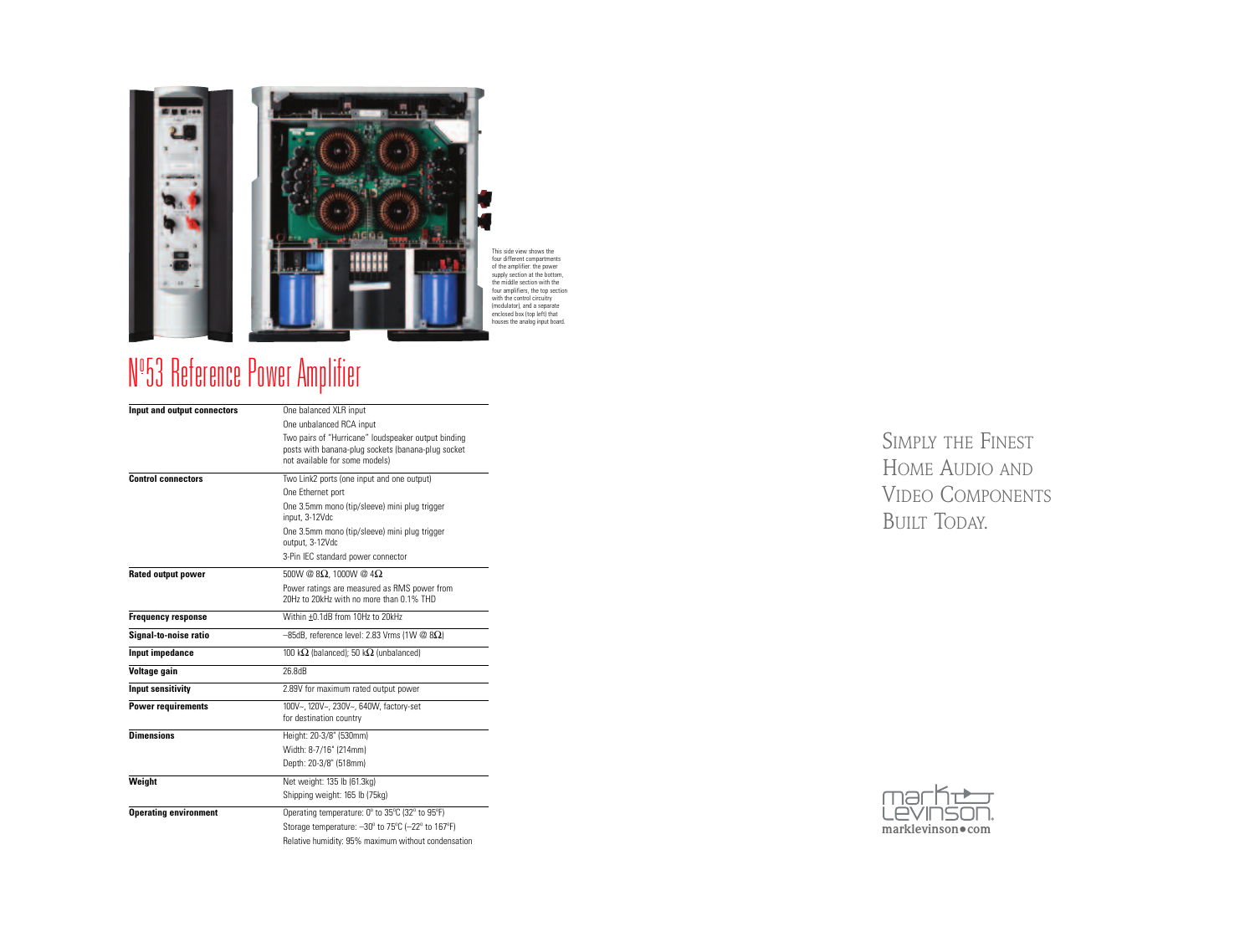This side view shows the four different compartments of the amplifier: the power supply section at the bottom, the middle section with the four amplifiers, the top section with the control circuitry (modulator), and a separate enclosed box (top left) that houses the analog input board.

# Nº53 Reference Power Amplifier

| | |
|---|---|
| **Input and output connectors** | One balanced XLR input<br>One unbalanced RCA input<br>Two pairs of "Hurricane" loudspeaker output binding posts with banana-plug sockets (banana-plug socket not available for some models) |
| **Control connectors** | Two Link2 ports (one input and one output)<br>One Ethernet port<br>One 3.5mm mono (tip/sleeve) mini plug trigger input, 3-12Vdc<br>One 3.5mm mono (tip/sleeve) mini plug trigger output, 3-12Vdc<br>3-Pin IEC standard power connector |
| **Rated output power** | 500W @ 8Ω, 1000W @ 4Ω<br>Power ratings are measured as RMS power from 20Hz to 20kHz with no more than 0.1% THD |
| **Frequency response** | Within ±0.1dB from 10Hz to 20kHz |
| **Signal-to-noise ratio** | –85dB, reference level: 2.83 Vrms (1W @ 8Ω) |
| **Input impedance** | 100 kΩ (balanced); 50 kΩ (unbalanced) |
| **Voltage gain** | 26.8dB |
| **Input sensitivity** | 2.89V for maximum rated output power |
| **Power requirements** | 100V~, 120V~, 230V~, 640W, factory-set for destination country |
| **Dimensions** | Height: 20-3/8" (530mm)<br>Width: 8-7/16" (214mm)<br>Depth: 20-3/8" (518mm) |
| **Weight** | Net weight: 135 lb (61.3kg)<br>Shipping weight: 165 lb (75kg) |
| **Operating environment** | Operating temperature: 0° to 35°C (32° to 95°F)<br>Storage temperature: –30° to 75°C (–22° to 167°F)<br>Relative humidity: 95% maximum without condensation |

Simply the Finest Home Audio and Video Components Built Today.

mark levinson.
marklevinson•com